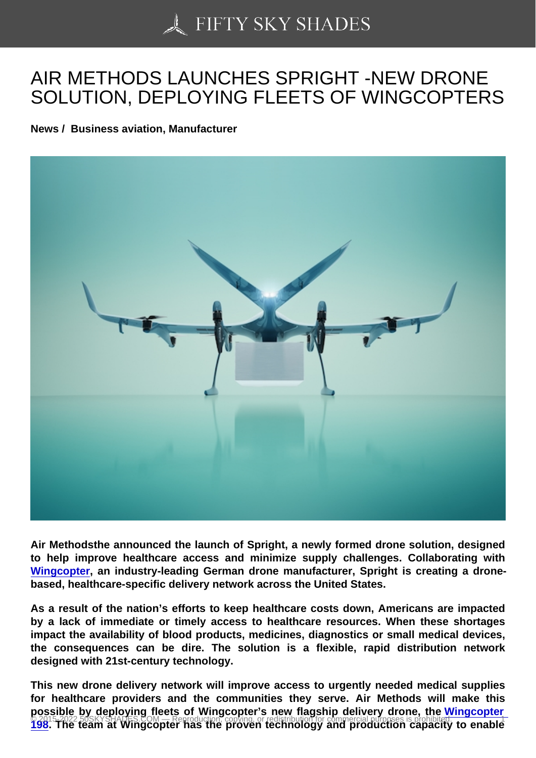# AIR METHODS LAUNCHES SPRIGHT -NEW DRONE SOLUTION, DEPLOYING FLEETS OF WINGCOPTERS

**News / Business aviation, Manufacturer**

**Air Methodsthe announced the launch of Spright, a newly formed drone solution, designed to help improve healthcare access and minimize supply challenges. Collaborating with Wingcopter, an industry-leading German drone manufacturer, Spright is creating a drone-based, healthcare-specific delivery network across the United States.**

**As a result of the nation's efforts to keep healthcare costs down, Americans are impacted by a lack of immediate or timely access to healthcare resources. When these shortages impact the availability of blood products, medicines, diagnostics or small medical devices, the consequences can be dire. The solution is a flexible, rapid distribution network designed with 21st-century technology.**

**This new drone delivery network will improve access to urgently needed medical supplies for healthcare providers and the communities they serve. Air Methods will make this possible by deploying fleets of Wingcopter's new flagship delivery drone, the Wingcopter 198. The team at Wingcopter has the proven technology and production capacity to enable**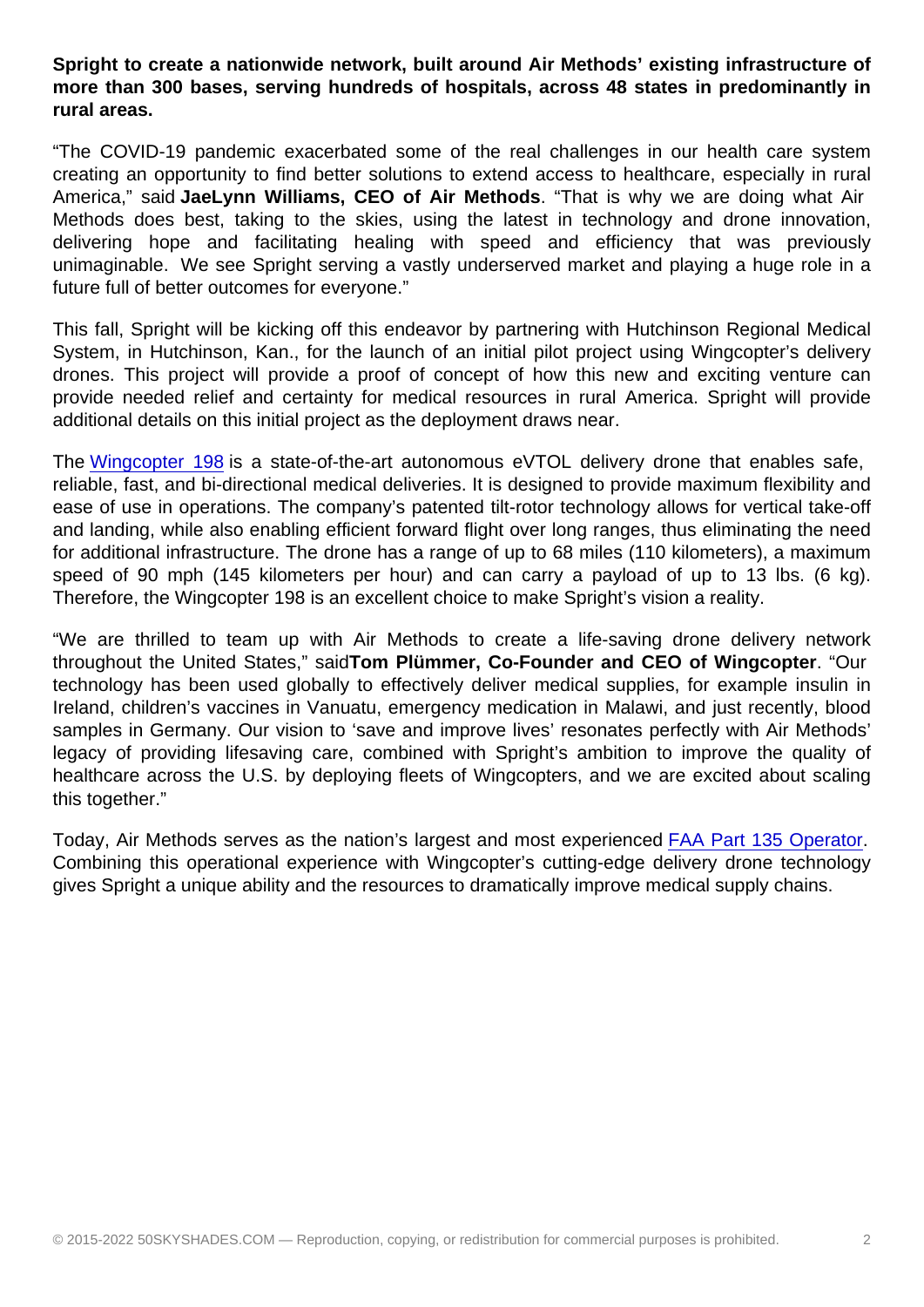**Spright to create a nationwide network, built around Air Methods' existing infrastructure of more than 300 bases, serving hundreds of hospitals, across 48 states in predominantly in rural areas.**

"The COVID-19 pandemic exacerbated some of the real challenges in our health care system creating an opportunity to find better solutions to extend access to healthcare, especially in rural America," said **JaeLynn Williams, CEO of Air Methods**. "That is why we are doing what Air Methods does best, taking to the skies, using the latest in technology and drone innovation, delivering hope and facilitating healing with speed and efficiency that was previously unimaginable. We see Spright serving a vastly underserved market and playing a huge role in a future full of better outcomes for everyone."

This fall, Spright will be kicking off this endeavor by partnering with Hutchinson Regional Medical System, in Hutchinson, Kan., for the launch of an initial pilot project using Wingcopter's delivery drones. This project will provide a proof of concept of how this new and exciting venture can provide needed relief and certainty for medical resources in rural America. Spright will provide additional details on this initial project as the deployment draws near.

The Wingcopter 198 is a state-of-the-art autonomous eVTOL delivery drone that enables safe, reliable, fast, and bi-directional medical deliveries. It is designed to provide maximum flexibility and ease of use in operations. The company's patented tilt-rotor technology allows for vertical take-off and landing, while also enabling efficient forward flight over long ranges, thus eliminating the need for additional infrastructure. The drone has a range of up to 68 miles (110 kilometers), a maximum speed of 90 mph (145 kilometers per hour) and can carry a payload of up to 13 lbs. (6 kg). Therefore, the Wingcopter 198 is an excellent choice to make Spright's vision a reality.

"We are thrilled to team up with Air Methods to create a life-saving drone delivery network throughout the United States," said **Tom Plümmer, Co-Founder and CEO of Wingcopter**. "Our technology has been used globally to effectively deliver medical supplies, for example insulin in Ireland, children's vaccines in Vanuatu, emergency medication in Malawi, and just recently, blood samples in Germany. Our vision to 'save and improve lives' resonates perfectly with Air Methods' legacy of providing lifesaving care, combined with Spright's ambition to improve the quality of healthcare across the U.S. by deploying fleets of Wingcopters, and we are excited about scaling this together."

Today, Air Methods serves as the nation's largest and most experienced FAA Part 135 Operator. Combining this operational experience with Wingcopter's cutting-edge delivery drone technology gives Spright a unique ability and the resources to dramatically improve medical supply chains.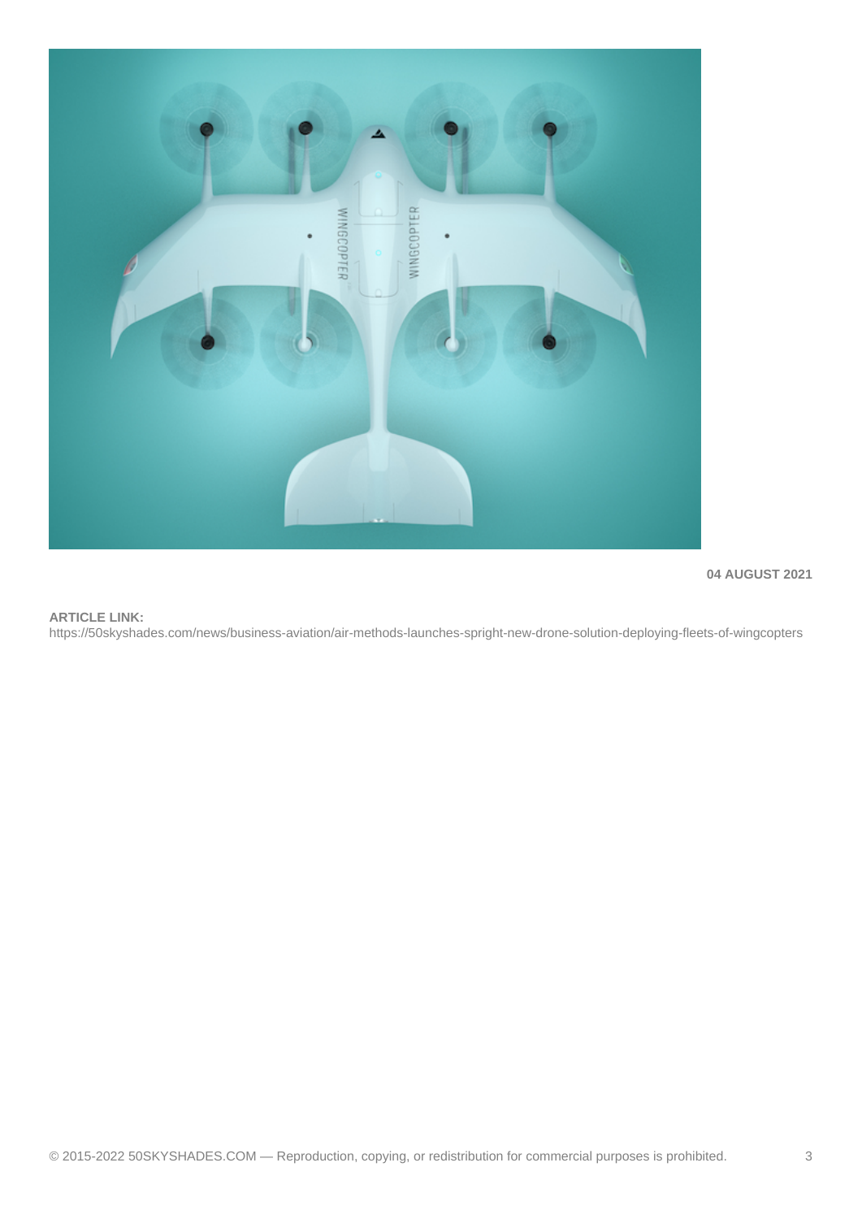**04 AUGUST 2021**

**ARTICLE LINK:**
https://50skyshades.com/news/business-aviation/air-methods-launches-spright-new-drone-solution-deploying-fleets-of-wingcopters

© 2015-2022 50SKYSHADES.COM — Reproduction, copying, or redistribution for commercial purposes is prohibited.